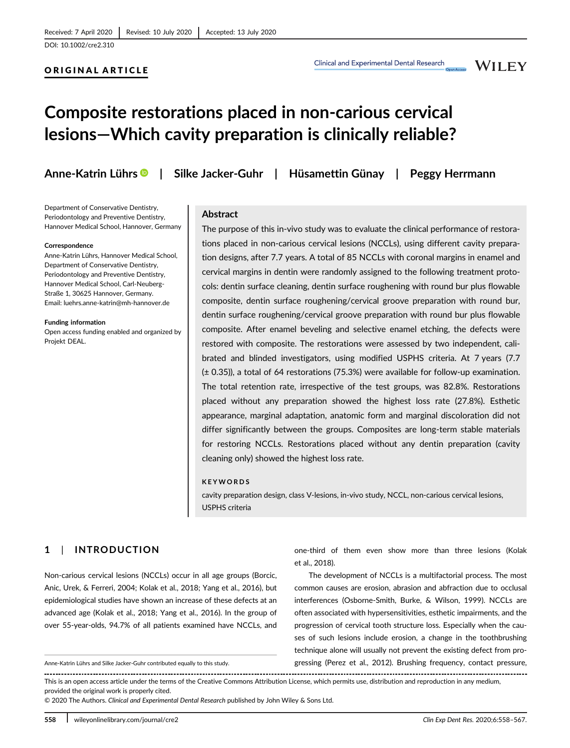Received: 7 April 2020 | Revised: 10 July 2020 | Accepted: 13 July 2020

DOI: 10.1002/cre2.310

**ORIGINAL ARTICLE**

# Composite restorations placed in non-carious cervical lesions—Which cavity preparation is clinically reliable?

**Anne-Katrin Lührs** | **Silke Jacker-Guhr** | **Hüsamettin Günay** | **Peggy Herrmann**

Department of Conservative Dentistry, Periodontology and Preventive Dentistry, Hannover Medical School, Hannover, Germany

**Correspondence**
Anne-Katrin Lührs, Hannover Medical School, Department of Conservative Dentistry, Periodontology and Preventive Dentistry, Hannover Medical School, Carl-Neuberg-Straße 1, 30625 Hannover, Germany.
Email: luehrs.anne-katrin@mh-hannover.de

**Funding information**
Open access funding enabled and organized by Projekt DEAL.

## Abstract

The purpose of this in-vivo study was to evaluate the clinical performance of restorations placed in non-carious cervical lesions (NCCLs), using different cavity preparation designs, after 7.7 years. A total of 85 NCCLs with coronal margins in enamel and cervical margins in dentin were randomly assigned to the following treatment protocols: dentin surface cleaning, dentin surface roughening with round bur plus flowable composite, dentin surface roughening/cervical groove preparation with round bur, dentin surface roughening/cervical groove preparation with round bur plus flowable composite. After enamel beveling and selective enamel etching, the defects were restored with composite. The restorations were assessed by two independent, calibrated and blinded investigators, using modified USPHS criteria. At 7 years (7.7 (± 0.35)), a total of 64 restorations (75.3%) were available for follow-up examination. The total retention rate, irrespective of the test groups, was 82.8%. Restorations placed without any preparation showed the highest loss rate (27.8%). Esthetic appearance, marginal adaptation, anatomic form and marginal discoloration did not differ significantly between the groups. Composites are long-term stable materials for restoring NCCLs. Restorations placed without any dentin preparation (cavity cleaning only) showed the highest loss rate.

**KEYWORDS**

cavity preparation design, class V-lesions, in-vivo study, NCCL, non-carious cervical lesions, USPHS criteria

## 1 | INTRODUCTION

Non-carious cervical lesions (NCCLs) occur in all age groups (Borcic, Anic, Urek, & Ferreri, 2004; Kolak et al., 2018; Yang et al., 2016), but epidemiological studies have shown an increase of these defects at an advanced age (Kolak et al., 2018; Yang et al., 2016). In the group of over 55-year-olds, 94.7% of all patients examined have NCCLs, and one-third of them even show more than three lesions (Kolak et al., 2018).

The development of NCCLs is a multifactorial process. The most common causes are erosion, abrasion and abfraction due to occlusal interferences (Osborne-Smith, Burke, & Wilson, 1999). NCCLs are often associated with hypersensitivities, esthetic impairments, and the progression of cervical tooth structure loss. Especially when the causes of such lesions include erosion, a change in the toothbrushing technique alone will usually not prevent the existing defect from progressing (Perez et al., 2012). Brushing frequency, contact pressure,

Anne-Katrin Lührs and Silke Jacker-Guhr contributed equally to this study.

This is an open access article under the terms of the Creative Commons Attribution License, which permits use, distribution and reproduction in any medium, provided the original work is properly cited.
© 2020 The Authors. *Clinical and Experimental Dental Research* published by John Wiley & Sons Ltd.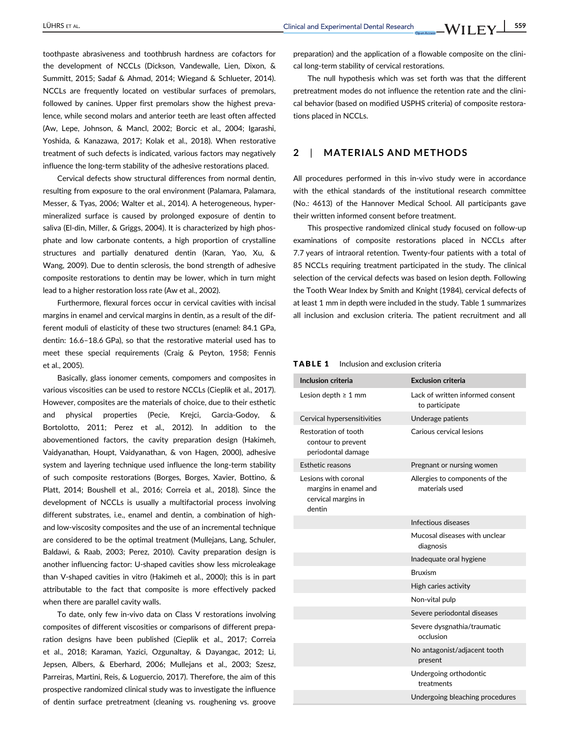toothpaste abrasiveness and toothbrush hardness are cofactors for the development of NCCLs (Dickson, Vandewalle, Lien, Dixon, & Summitt, 2015; Sadaf & Ahmad, 2014; Wiegand & Schlueter, 2014). NCCLs are frequently located on vestibular surfaces of premolars, followed by canines. Upper first premolars show the highest prevalence, while second molars and anterior teeth are least often affected (Aw, Lepe, Johnson, & Mancl, 2002; Borcic et al., 2004; Igarashi, Yoshida, & Kanazawa, 2017; Kolak et al., 2018). When restorative treatment of such defects is indicated, various factors may negatively influence the long-term stability of the adhesive restorations placed.

Cervical defects show structural differences from normal dentin, resulting from exposure to the oral environment (Palamara, Palamara, Messer, & Tyas, 2006; Walter et al., 2014). A heterogeneous, hypermineralized surface is caused by prolonged exposure of dentin to saliva (El-din, Miller, & Griggs, 2004). It is characterized by high phosphate and low carbonate contents, a high proportion of crystalline structures and partially denatured dentin (Karan, Yao, Xu, & Wang, 2009). Due to dentin sclerosis, the bond strength of adhesive composite restorations to dentin may be lower, which in turn might lead to a higher restoration loss rate (Aw et al., 2002).

Furthermore, flexural forces occur in cervical cavities with incisal margins in enamel and cervical margins in dentin, as a result of the different moduli of elasticity of these two structures (enamel: 84.1 GPa, dentin: 16.6–18.6 GPa), so that the restorative material used has to meet these special requirements (Craig & Peyton, 1958; Fennis et al., 2005).

Basically, glass ionomer cements, compomers and composites in various viscosities can be used to restore NCCLs (Cieplik et al., 2017). However, composites are the materials of choice, due to their esthetic and physical properties (Pecie, Krejci, Garcia-Godoy, & Bortolotto, 2011; Perez et al., 2012). In addition to the abovementioned factors, the cavity preparation design (Hakimeh, Vaidyanathan, Houpt, Vaidyanathan, & von Hagen, 2000), adhesive system and layering technique used influence the long-term stability of such composite restorations (Borges, Borges, Xavier, Bottino, & Platt, 2014; Boushell et al., 2016; Correia et al., 2018). Since the development of NCCLs is usually a multifactorial process involving different substrates, i.e., enamel and dentin, a combination of high- and low-viscosity composites and the use of an incremental technique are considered to be the optimal treatment (Mullejans, Lang, Schuler, Baldawi, & Raab, 2003; Perez, 2010). Cavity preparation design is another influencing factor: U-shaped cavities show less microleakage than V-shaped cavities in vitro (Hakimeh et al., 2000); this is in part attributable to the fact that composite is more effectively packed when there are parallel cavity walls.

To date, only few in-vivo data on Class V restorations involving composites of different viscosities or comparisons of different preparation designs have been published (Cieplik et al., 2017; Correia et al., 2018; Karaman, Yazici, Ozgunaltay, & Dayangac, 2012; Li, Jepsen, Albers, & Eberhard, 2006; Mullejans et al., 2003; Szesz, Parreiras, Martini, Reis, & Loguercio, 2017). Therefore, the aim of this prospective randomized clinical study was to investigate the influence of dentin surface pretreatment (cleaning vs. roughening vs. groove preparation) and the application of a flowable composite on the clinical long-term stability of cervical restorations.

The null hypothesis which was set forth was that the different pretreatment modes do not influence the retention rate and the clinical behavior (based on modified USPHS criteria) of composite restorations placed in NCCLs.

## 2 | MATERIALS AND METHODS

All procedures performed in this in-vivo study were in accordance with the ethical standards of the institutional research committee (No.: 4613) of the Hannover Medical School. All participants gave their written informed consent before treatment.

This prospective randomized clinical study focused on follow-up examinations of composite restorations placed in NCCLs after 7.7 years of intraoral retention. Twenty-four patients with a total of 85 NCCLs requiring treatment participated in the study. The clinical selection of the cervical defects was based on lesion depth. Following the Tooth Wear Index by Smith and Knight (1984), cervical defects of at least 1 mm in depth were included in the study. Table 1 summarizes all inclusion and exclusion criteria. The patient recruitment and all

**TABLE 1** Inclusion and exclusion criteria

| Inclusion criteria | Exclusion criteria |
|---|---|
| Lesion depth ≥ 1 mm | Lack of written informed consent to participate |
| Cervical hypersensitivities | Underage patients |
| Restoration of tooth contour to prevent periodontal damage | Carious cervical lesions |
| Esthetic reasons | Pregnant or nursing women |
| Lesions with coronal margins in enamel and cervical margins in dentin | Allergies to components of the materials used |
| | Infectious diseases |
| | Mucosal diseases with unclear diagnosis |
| | Inadequate oral hygiene |
| | Bruxism |
| | High caries activity |
| | Non-vital pulp |
| | Severe periodontal diseases |
| | Severe dysgnathia/traumatic occlusion |
| | No antagonist/adjacent tooth present |
| | Undergoing orthodontic treatments |
| | Undergoing bleaching procedures |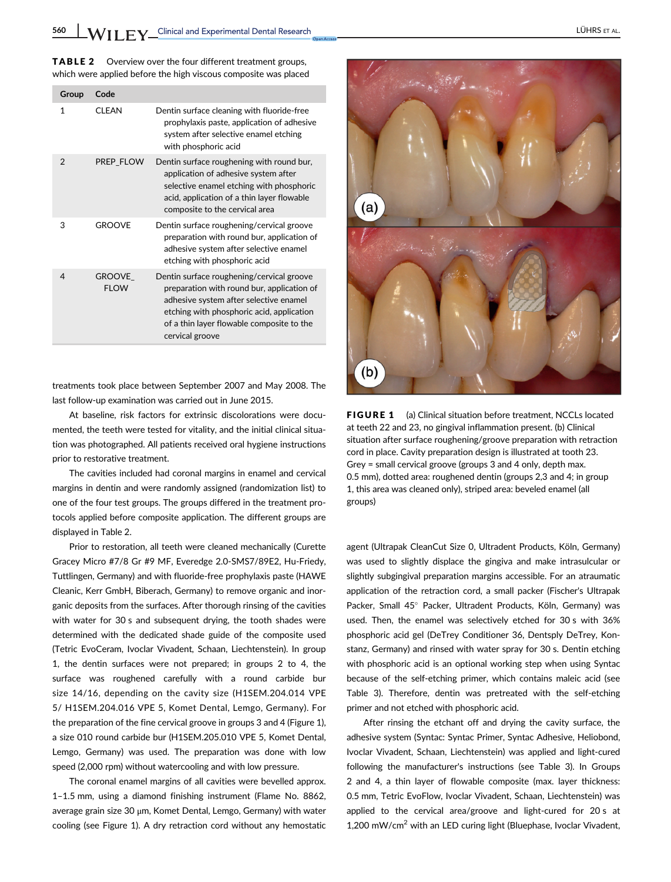**TABLE 2** Overview over the four different treatment groups, which were applied before the high viscous composite was placed

| Group | Code | |
|---|---|---|
| 1 | CLEAN | Dentin surface cleaning with fluoride-free prophylaxis paste, application of adhesive system after selective enamel etching with phosphoric acid |
| 2 | PREP_FLOW | Dentin surface roughening with round bur, application of adhesive system after selective enamel etching with phosphoric acid, application of a thin layer flowable composite to the cervical area |
| 3 | GROOVE | Dentin surface roughening/cervical groove preparation with round bur, application of adhesive system after selective enamel etching with phosphoric acid |
| 4 | GROOVE_FLOW | Dentin surface roughening/cervical groove preparation with round bur, application of adhesive system after selective enamel etching with phosphoric acid, application of a thin layer flowable composite to the cervical groove |

treatments took place between September 2007 and May 2008. The last follow-up examination was carried out in June 2015.

At baseline, risk factors for extrinsic discolorations were documented, the teeth were tested for vitality, and the initial clinical situation was photographed. All patients received oral hygiene instructions prior to restorative treatment.

The cavities included had coronal margins in enamel and cervical margins in dentin and were randomly assigned (randomization list) to one of the four test groups. The groups differed in the treatment protocols applied before composite application. The different groups are displayed in Table 2.

Prior to restoration, all teeth were cleaned mechanically (Curette Gracey Micro #7/8 Gr #9 MF, Everedge 2.0-SMS7/89E2, Hu-Friedy, Tuttlingen, Germany) and with fluoride-free prophylaxis paste (HAWE Cleanic, Kerr GmbH, Biberach, Germany) to remove organic and inorganic deposits from the surfaces. After thorough rinsing of the cavities with water for 30 s and subsequent drying, the tooth shades were determined with the dedicated shade guide of the composite used (Tetric EvoCeram, Ivoclar Vivadent, Schaan, Liechtenstein). In group 1, the dentin surfaces were not prepared; in groups 2 to 4, the surface was roughened carefully with a round carbide bur size 14/16, depending on the cavity size (H1SEM.204.014 VPE 5/ H1SEM.204.016 VPE 5, Komet Dental, Lemgo, Germany). For the preparation of the fine cervical groove in groups 3 and 4 (Figure 1), a size 010 round carbide bur (H1SEM.205.010 VPE 5, Komet Dental, Lemgo, Germany) was used. The preparation was done with low speed (2,000 rpm) without watercooling and with low pressure.

The coronal enamel margins of all cavities were bevelled approx. 1–1.5 mm, using a diamond finishing instrument (Flame No. 8862, average grain size 30 μm, Komet Dental, Lemgo, Germany) with water cooling (see Figure 1). A dry retraction cord without any hemostatic agent (Ultrapak CleanCut Size 0, Ultradent Products, Köln, Germany) was used to slightly displace the gingiva and make intrasulcular or slightly subgingival preparation margins accessible. For an atraumatic application of the retraction cord, a small packer (Fischer's Ultrapak Packer, Small 45° Packer, Ultradent Products, Köln, Germany) was used. Then, the enamel was selectively etched for 30 s with 36% phosphoric acid gel (DeTrey Conditioner 36, Dentsply DeTrey, Konstanz, Germany) and rinsed with water spray for 30 s. Dentin etching with phosphoric acid is an optional working step when using Syntac because of the self-etching primer, which contains maleic acid (see Table 3). Therefore, dentin was pretreated with the self-etching primer and not etched with phosphoric acid.

**FIGURE 1** (a) Clinical situation before treatment, NCCLs located at teeth 22 and 23, no gingival inflammation present. (b) Clinical situation after surface roughening/groove preparation with retraction cord in place. Cavity preparation design is illustrated at tooth 23. Grey = small cervical groove (groups 3 and 4 only, depth max. 0.5 mm), dotted area: roughened dentin (groups 2,3 and 4; in group 1, this area was cleaned only), striped area: beveled enamel (all groups)

After rinsing the etchant off and drying the cavity surface, the adhesive system (Syntac: Syntac Primer, Syntac Adhesive, Heliobond, Ivoclar Vivadent, Schaan, Liechtenstein) was applied and light-cured following the manufacturer's instructions (see Table 3). In Groups 2 and 4, a thin layer of flowable composite (max. layer thickness: 0.5 mm, Tetric EvoFlow, Ivoclar Vivadent, Schaan, Liechtenstein) was applied to the cervical area/groove and light-cured for 20 s at 1,200 mW/cm$^2$ with an LED curing light (Bluephase, Ivoclar Vivadent,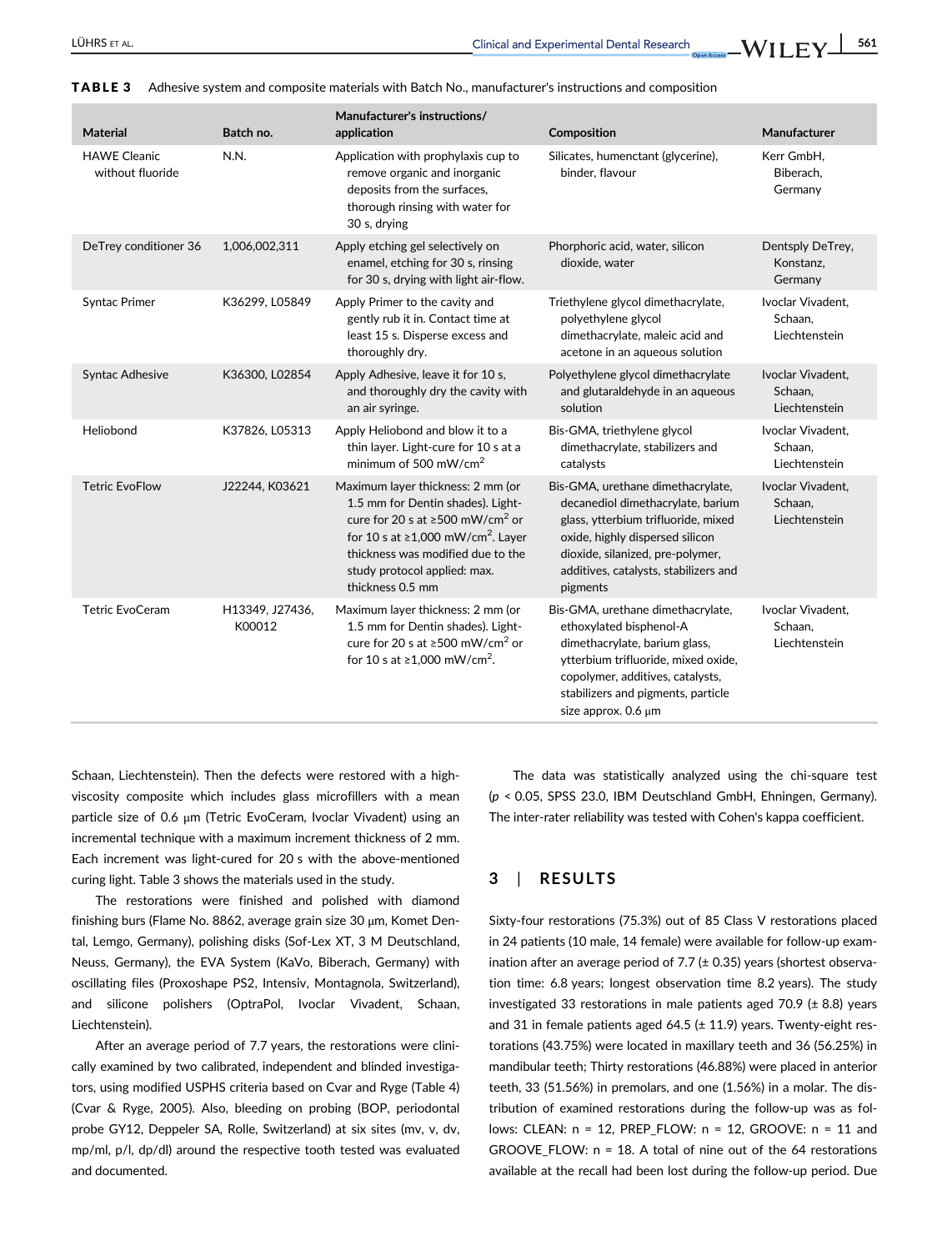**TABLE 3** Adhesive system and composite materials with Batch No., manufacturer's instructions and composition

| Material | Batch no. | Manufacturer's instructions/ application | Composition | Manufacturer |
|---|---|---|---|---|
| HAWE Cleanic without fluoride | N.N. | Application with prophylaxis cup to remove organic and inorganic deposits from the surfaces, thorough rinsing with water for 30 s, drying | Silicates, humenctant (glycerine), binder, flavour | Kerr GmbH, Biberach, Germany |
| DeTrey conditioner 36 | 1,006,002,311 | Apply etching gel selectively on enamel, etching for 30 s, rinsing for 30 s, drying with light air-flow. | Phorphoric acid, water, silicon dioxide, water | Dentsply DeTrey, Konstanz, Germany |
| Syntac Primer | K36299, L05849 | Apply Primer to the cavity and gently rub it in. Contact time at least 15 s. Disperse excess and thoroughly dry. | Triethylene glycol dimethacrylate, polyethylene glycol dimethacrylate, maleic acid and acetone in an aqueous solution | Ivoclar Vivadent, Schaan, Liechtenstein |
| Syntac Adhesive | K36300, L02854 | Apply Adhesive, leave it for 10 s, and thoroughly dry the cavity with an air syringe. | Polyethylene glycol dimethacrylate and glutaraldehyde in an aqueous solution | Ivoclar Vivadent, Schaan, Liechtenstein |
| Heliobond | K37826, L05313 | Apply Heliobond and blow it to a thin layer. Light-cure for 10 s at a minimum of 500 mW/cm$^2$ | Bis-GMA, triethylene glycol dimethacrylate, stabilizers and catalysts | Ivoclar Vivadent, Schaan, Liechtenstein |
| Tetric EvoFlow | J22244, K03621 | Maximum layer thickness: 2 mm (or 1.5 mm for Dentin shades). Light-cure for 20 s at ≥500 mW/cm$^2$ or for 10 s at ≥1,000 mW/cm$^2$. Layer thickness was modified due to the study protocol applied: max. thickness 0.5 mm | Bis-GMA, urethane dimethacrylate, decanediol dimethacrylate, barium glass, ytterbium trifluoride, mixed oxide, highly dispersed silicon dioxide, silanized, pre-polymer, additives, catalysts, stabilizers and pigments | Ivoclar Vivadent, Schaan, Liechtenstein |
| Tetric EvoCeram | H13349, J27436, K00012 | Maximum layer thickness: 2 mm (or 1.5 mm for Dentin shades). Light-cure for 20 s at ≥500 mW/cm$^2$ or for 10 s at ≥1,000 mW/cm$^2$. | Bis-GMA, urethane dimethacrylate, ethoxylated bisphenol-A dimethacrylate, barium glass, ytterbium trifluoride, mixed oxide, copolymer, additives, catalysts, stabilizers and pigments, particle size approx. 0.6 μm | Ivoclar Vivadent, Schaan, Liechtenstein |

Schaan, Liechtenstein). Then the defects were restored with a high-viscosity composite which includes glass microfillers with a mean particle size of 0.6 μm (Tetric EvoCeram, Ivoclar Vivadent) using an incremental technique with a maximum increment thickness of 2 mm. Each increment was light-cured for 20 s with the above-mentioned curing light. Table 3 shows the materials used in the study.

The restorations were finished and polished with diamond finishing burs (Flame No. 8862, average grain size 30 μm, Komet Dental, Lemgo, Germany), polishing disks (Sof-Lex XT, 3 M Deutschland, Neuss, Germany), the EVA System (KaVo, Biberach, Germany) with oscillating files (Proxoshape PS2, Intensiv, Montagnola, Switzerland), and silicone polishers (OptraPol, Ivoclar Vivadent, Schaan, Liechtenstein).

After an average period of 7.7 years, the restorations were clinically examined by two calibrated, independent and blinded investigators, using modified USPHS criteria based on Cvar and Ryge (Table 4) (Cvar & Ryge, 2005). Also, bleeding on probing (BOP, periodontal probe GY12, Deppeler SA, Rolle, Switzerland) at six sites (mv, v, dv, mp/ml, p/l, dp/dl) around the respective tooth tested was evaluated and documented.

The data was statistically analyzed using the chi-square test ($p < 0.05$, SPSS 23.0, IBM Deutschland GmbH, Ehningen, Germany). The inter-rater reliability was tested with Cohen's kappa coefficient.

## 3 | RESULTS

Sixty-four restorations (75.3%) out of 85 Class V restorations placed in 24 patients (10 male, 14 female) were available for follow-up examination after an average period of 7.7 (± 0.35) years (shortest observation time: 6.8 years; longest observation time 8.2 years). The study investigated 33 restorations in male patients aged 70.9 (± 8.8) years and 31 in female patients aged 64.5 (± 11.9) years. Twenty-eight restorations (43.75%) were located in maxillary teeth and 36 (56.25%) in mandibular teeth; Thirty restorations (46.88%) were placed in anterior teeth, 33 (51.56%) in premolars, and one (1.56%) in a molar. The distribution of examined restorations during the follow-up was as follows: CLEAN: n = 12, PREP_FLOW: n = 12, GROOVE: n = 11 and GROOVE_FLOW: n = 18. A total of nine out of the 64 restorations available at the recall had been lost during the follow-up period. Due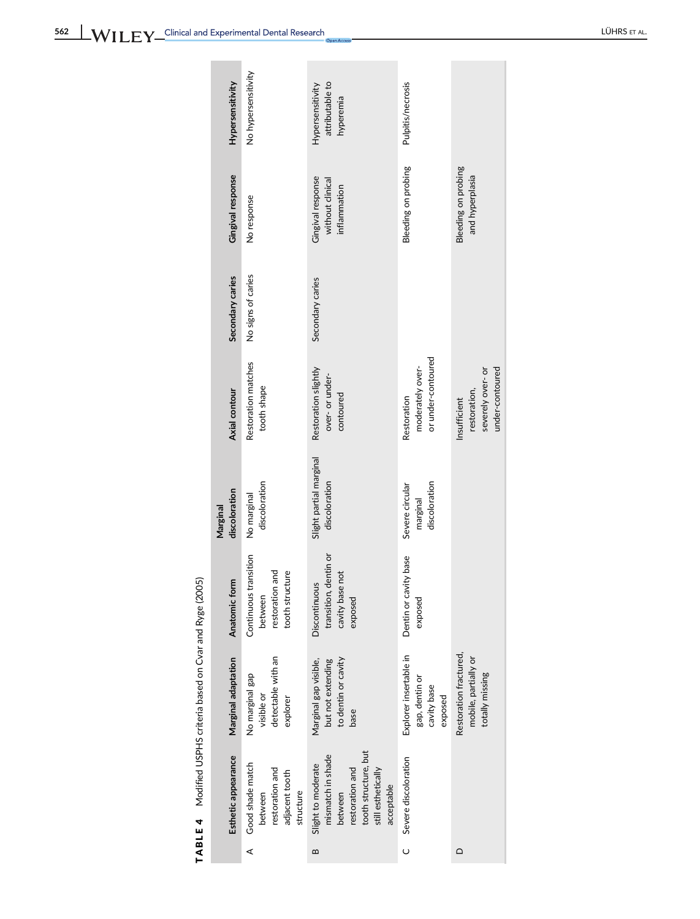**TABLE 4** Modified USPHS criteria based on Cvar and Ryge (2005)

| | Esthetic appearance | Marginal adaptation | Anatomic form | Marginal discoloration | Axial contour | Secondary caries | Gingival response | Hypersensitivity |
|---|---|---|---|---|---|---|---|---|
| A | Good shade match between restoration and adjacent tooth structure | No marginal gap visible or detectable with an explorer | Continuous transition between restoration and tooth structure | No marginal discoloration | Restoration matches tooth shape | No signs of caries | No response | No hypersensitivity |
| B | Slight to moderate mismatch in shade between restoration and tooth structure, but still esthetically acceptable | Marginal gap visible, but not extending to dentin or cavity base | Discontinuous transition, dentin or cavity base not exposed | Slight partial marginal discoloration | Restoration slightly over- or under-contoured | Secondary caries | Gingival response without clinical inflammation | Hypersensitivity attributable to hyperemia |
| C | Severe discoloration | Explorer insertable in gap, dentin or cavity base exposed | Dentin or cavity base exposed | Severe circular marginal discoloration | Restoration moderately over- or under-contoured | | Bleeding on probing | Pulpitis/necrosis |
| D | | Restoration fractured, mobile, partially or totally missing | | | Insufficient restoration, severely over- or under-contoured | | Bleeding on probing and hyperplasia | |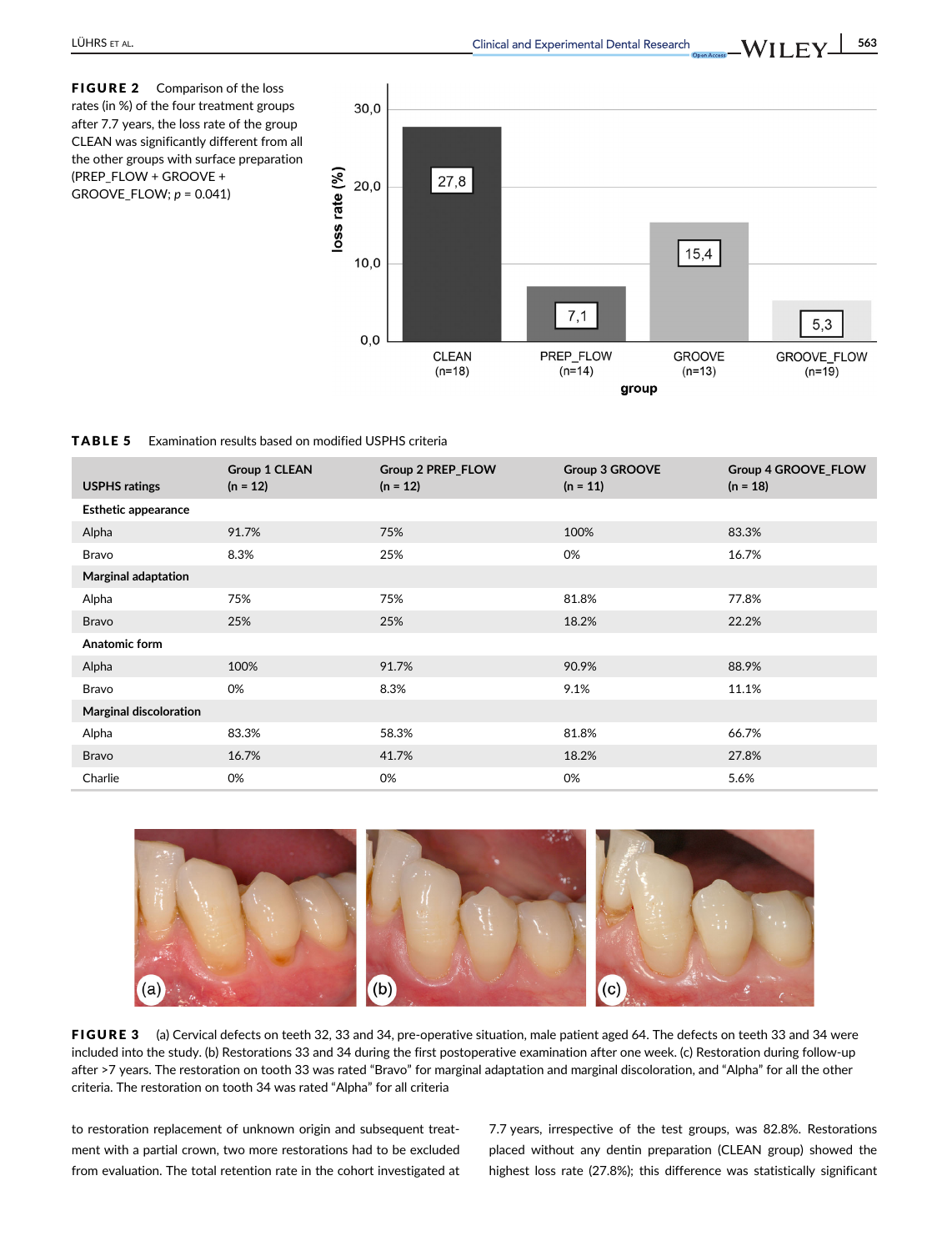**FIGURE 2** Comparison of the loss rates (in %) of the four treatment groups after 7.7 years, the loss rate of the group CLEAN was significantly different from all the other groups with surface preparation (PREP_FLOW + GROOVE + GROOVE_FLOW; *p* = 0.041)

**TABLE 5** Examination results based on modified USPHS criteria

| USPHS ratings | Group 1 CLEAN (n = 12) | Group 2 PREP_FLOW (n = 12) | Group 3 GROOVE (n = 11) | Group 4 GROOVE_FLOW (n = 18) |
|---|---|---|---|---|
| **Esthetic appearance** | | | | |
| Alpha | 91.7% | 75% | 100% | 83.3% |
| Bravo | 8.3% | 25% | 0% | 16.7% |
| **Marginal adaptation** | | | | |
| Alpha | 75% | 75% | 81.8% | 77.8% |
| Bravo | 25% | 25% | 18.2% | 22.2% |
| **Anatomic form** | | | | |
| Alpha | 100% | 91.7% | 90.9% | 88.9% |
| Bravo | 0% | 8.3% | 9.1% | 11.1% |
| **Marginal discoloration** | | | | |
| Alpha | 83.3% | 58.3% | 81.8% | 66.7% |
| Bravo | 16.7% | 41.7% | 18.2% | 27.8% |
| Charlie | 0% | 0% | 0% | 5.6% |

**FIGURE 3** (a) Cervical defects on teeth 32, 33 and 34, pre-operative situation, male patient aged 64. The defects on teeth 33 and 34 were included into the study. (b) Restorations 33 and 34 during the first postoperative examination after one week. (c) Restoration during follow-up after >7 years. The restoration on tooth 33 was rated "Bravo" for marginal adaptation and marginal discoloration, and "Alpha" for all the other criteria. The restoration on tooth 34 was rated "Alpha" for all criteria

to restoration replacement of unknown origin and subsequent treatment with a partial crown, two more restorations had to be excluded from evaluation. The total retention rate in the cohort investigated at 7.7 years, irrespective of the test groups, was 82.8%. Restorations placed without any dentin preparation (CLEAN group) showed the highest loss rate (27.8%); this difference was statistically significant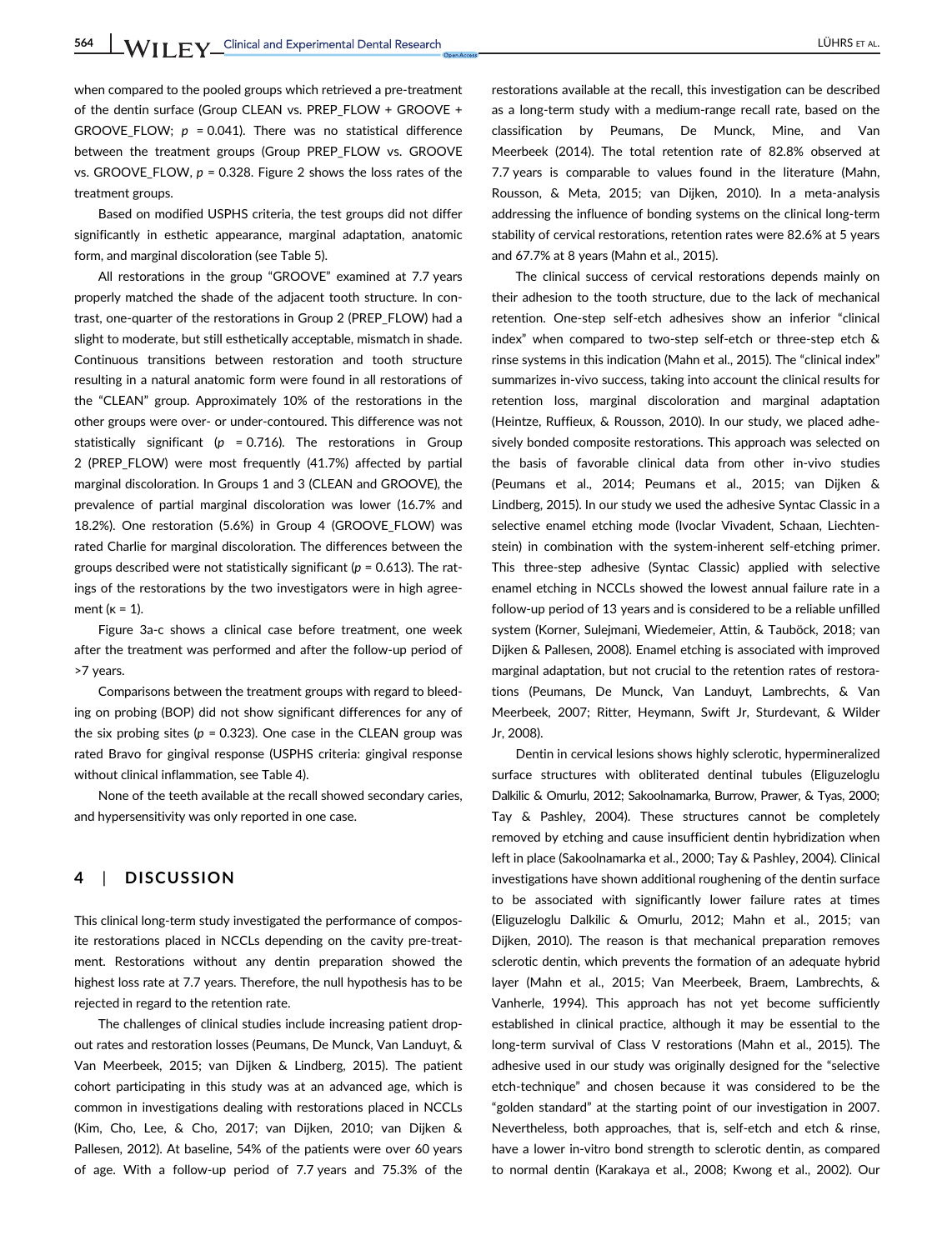when compared to the pooled groups which retrieved a pre-treatment of the dentin surface (Group CLEAN vs. PREP_FLOW + GROOVE + GROOVE_FLOW; $p = 0.041$). There was no statistical difference between the treatment groups (Group PREP_FLOW vs. GROOVE vs. GROOVE_FLOW, $p = 0.328$. Figure 2 shows the loss rates of the treatment groups.

Based on modified USPHS criteria, the test groups did not differ significantly in esthetic appearance, marginal adaptation, anatomic form, and marginal discoloration (see Table 5).

All restorations in the group "GROOVE" examined at 7.7 years properly matched the shade of the adjacent tooth structure. In contrast, one-quarter of the restorations in Group 2 (PREP_FLOW) had a slight to moderate, but still esthetically acceptable, mismatch in shade. Continuous transitions between restoration and tooth structure resulting in a natural anatomic form were found in all restorations of the "CLEAN" group. Approximately 10% of the restorations in the other groups were over- or under-contoured. This difference was not statistically significant ($p = 0.716$). The restorations in Group 2 (PREP_FLOW) were most frequently (41.7%) affected by partial marginal discoloration. In Groups 1 and 3 (CLEAN and GROOVE), the prevalence of partial marginal discoloration was lower (16.7% and 18.2%). One restoration (5.6%) in Group 4 (GROOVE_FLOW) was rated Charlie for marginal discoloration. The differences between the groups described were not statistically significant ($p = 0.613$). The ratings of the restorations by the two investigators were in high agreement ($\kappa = 1$).

Figure 3a-c shows a clinical case before treatment, one week after the treatment was performed and after the follow-up period of >7 years.

Comparisons between the treatment groups with regard to bleeding on probing (BOP) did not show significant differences for any of the six probing sites ($p = 0.323$). One case in the CLEAN group was rated Bravo for gingival response (USPHS criteria: gingival response without clinical inflammation, see Table 4).

None of the teeth available at the recall showed secondary caries, and hypersensitivity was only reported in one case.

## 4 | DISCUSSION

This clinical long-term study investigated the performance of composite restorations placed in NCCLs depending on the cavity pre-treatment. Restorations without any dentin preparation showed the highest loss rate at 7.7 years. Therefore, the null hypothesis has to be rejected in regard to the retention rate.

The challenges of clinical studies include increasing patient drop-out rates and restoration losses (Peumans, De Munck, Van Landuyt, & Van Meerbeek, 2015; van Dijken & Lindberg, 2015). The patient cohort participating in this study was at an advanced age, which is common in investigations dealing with restorations placed in NCCLs (Kim, Cho, Lee, & Cho, 2017; van Dijken, 2010; van Dijken & Pallesen, 2012). At baseline, 54% of the patients were over 60 years of age. With a follow-up period of 7.7 years and 75.3% of the restorations available at the recall, this investigation can be described as a long-term study with a medium-range recall rate, based on the classification by Peumans, De Munck, Mine, and Van Meerbeek (2014). The total retention rate of 82.8% observed at 7.7 years is comparable to values found in the literature (Mahn, Rousson, & Meta, 2015; van Dijken, 2010). In a meta-analysis addressing the influence of bonding systems on the clinical long-term stability of cervical restorations, retention rates were 82.6% at 5 years and 67.7% at 8 years (Mahn et al., 2015).

The clinical success of cervical restorations depends mainly on their adhesion to the tooth structure, due to the lack of mechanical retention. One-step self-etch adhesives show an inferior "clinical index" when compared to two-step self-etch or three-step etch & rinse systems in this indication (Mahn et al., 2015). The "clinical index" summarizes in-vivo success, taking into account the clinical results for retention loss, marginal discoloration and marginal adaptation (Heintze, Ruffieux, & Rousson, 2010). In our study, we placed adhesively bonded composite restorations. This approach was selected on the basis of favorable clinical data from other in-vivo studies (Peumans et al., 2014; Peumans et al., 2015; van Dijken & Lindberg, 2015). In our study we used the adhesive Syntac Classic in a selective enamel etching mode (Ivoclar Vivadent, Schaan, Liechtenstein) in combination with the system-inherent self-etching primer. This three-step adhesive (Syntac Classic) applied with selective enamel etching in NCCLs showed the lowest annual failure rate in a follow-up period of 13 years and is considered to be a reliable unfilled system (Korner, Sulejmani, Wiedemeier, Attin, & Tauböck, 2018; van Dijken & Pallesen, 2008). Enamel etching is associated with improved marginal adaptation, but not crucial to the retention rates of restorations (Peumans, De Munck, Van Landuyt, Lambrechts, & Van Meerbeek, 2007; Ritter, Heymann, Swift Jr, Sturdevant, & Wilder Jr, 2008).

Dentin in cervical lesions shows highly sclerotic, hypermineralized surface structures with obliterated dentinal tubules (Eliguzeloglu Dalkilic & Omurlu, 2012; Sakoolnamarka, Burrow, Prawer, & Tyas, 2000; Tay & Pashley, 2004). These structures cannot be completely removed by etching and cause insufficient dentin hybridization when left in place (Sakoolnamarka et al., 2000; Tay & Pashley, 2004). Clinical investigations have shown additional roughening of the dentin surface to be associated with significantly lower failure rates at times (Eliguzeloglu Dalkilic & Omurlu, 2012; Mahn et al., 2015; van Dijken, 2010). The reason is that mechanical preparation removes sclerotic dentin, which prevents the formation of an adequate hybrid layer (Mahn et al., 2015; Van Meerbeek, Braem, Lambrechts, & Vanherle, 1994). This approach has not yet become sufficiently established in clinical practice, although it may be essential to the long-term survival of Class V restorations (Mahn et al., 2015). The adhesive used in our study was originally designed for the "selective etch-technique" and chosen because it was considered to be the "golden standard" at the starting point of our investigation in 2007. Nevertheless, both approaches, that is, self-etch and etch & rinse, have a lower in-vitro bond strength to sclerotic dentin, as compared to normal dentin (Karakaya et al., 2008; Kwong et al., 2002). Our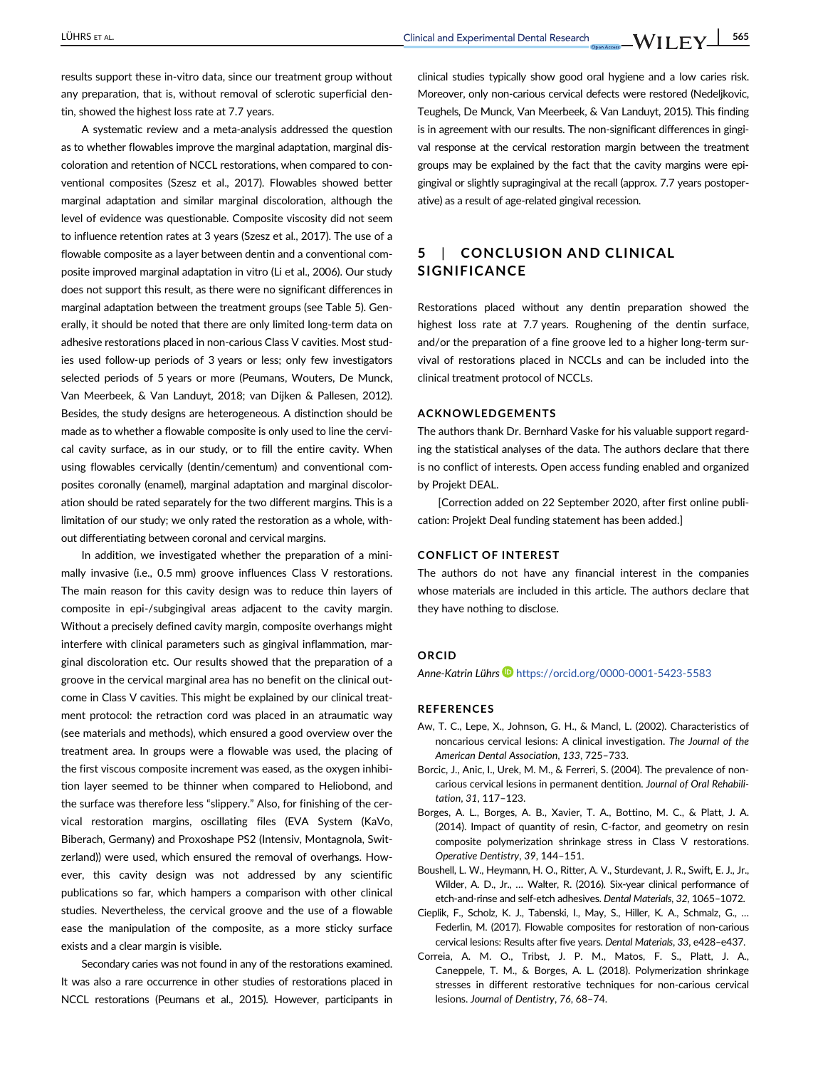results support these in-vitro data, since our treatment group without any preparation, that is, without removal of sclerotic superficial dentin, showed the highest loss rate at 7.7 years.

A systematic review and a meta-analysis addressed the question as to whether flowables improve the marginal adaptation, marginal discoloration and retention of NCCL restorations, when compared to conventional composites (Szesz et al., 2017). Flowables showed better marginal adaptation and similar marginal discoloration, although the level of evidence was questionable. Composite viscosity did not seem to influence retention rates at 3 years (Szesz et al., 2017). The use of a flowable composite as a layer between dentin and a conventional composite improved marginal adaptation in vitro (Li et al., 2006). Our study does not support this result, as there were no significant differences in marginal adaptation between the treatment groups (see Table 5). Generally, it should be noted that there are only limited long-term data on adhesive restorations placed in non-carious Class V cavities. Most studies used follow-up periods of 3 years or less; only few investigators selected periods of 5 years or more (Peumans, Wouters, De Munck, Van Meerbeek, & Van Landuyt, 2018; van Dijken & Pallesen, 2012). Besides, the study designs are heterogeneous. A distinction should be made as to whether a flowable composite is only used to line the cervical cavity surface, as in our study, or to fill the entire cavity. When using flowables cervically (dentin/cementum) and conventional composites coronally (enamel), marginal adaptation and marginal discoloration should be rated separately for the two different margins. This is a limitation of our study; we only rated the restoration as a whole, without differentiating between coronal and cervical margins.

In addition, we investigated whether the preparation of a minimally invasive (i.e., 0.5 mm) groove influences Class V restorations. The main reason for this cavity design was to reduce thin layers of composite in epi-/subgingival areas adjacent to the cavity margin. Without a precisely defined cavity margin, composite overhangs might interfere with clinical parameters such as gingival inflammation, marginal discoloration etc. Our results showed that the preparation of a groove in the cervical marginal area has no benefit on the clinical outcome in Class V cavities. This might be explained by our clinical treatment protocol: the retraction cord was placed in an atraumatic way (see materials and methods), which ensured a good overview over the treatment area. In groups were a flowable was used, the placing of the first viscous composite increment was eased, as the oxygen inhibition layer seemed to be thinner when compared to Heliobond, and the surface was therefore less "slippery." Also, for finishing of the cervical restoration margins, oscillating files (EVA System (KaVo, Biberach, Germany) and Proxoshape PS2 (Intensiv, Montagnola, Switzerland)) were used, which ensured the removal of overhangs. However, this cavity design was not addressed by any scientific publications so far, which hampers a comparison with other clinical studies. Nevertheless, the cervical groove and the use of a flowable ease the manipulation of the composite, as a more sticky surface exists and a clear margin is visible.

Secondary caries was not found in any of the restorations examined. It was also a rare occurrence in other studies of restorations placed in NCCL restorations (Peumans et al., 2015). However, participants in clinical studies typically show good oral hygiene and a low caries risk. Moreover, only non-carious cervical defects were restored (Nedeljkovic, Teughels, De Munck, Van Meerbeek, & Van Landuyt, 2015). This finding is in agreement with our results. The non-significant differences in gingival response at the cervical restoration margin between the treatment groups may be explained by the fact that the cavity margins were epigingival or slightly supragingival at the recall (approx. 7.7 years postoperative) as a result of age-related gingival recession.

## 5 | CONCLUSION AND CLINICAL SIGNIFICANCE

Restorations placed without any dentin preparation showed the highest loss rate at 7.7 years. Roughening of the dentin surface, and/or the preparation of a fine groove led to a higher long-term survival of restorations placed in NCCLs and can be included into the clinical treatment protocol of NCCLs.

### ACKNOWLEDGEMENTS

The authors thank Dr. Bernhard Vaske for his valuable support regarding the statistical analyses of the data. The authors declare that there is no conflict of interests. Open access funding enabled and organized by Projekt DEAL.

[Correction added on 22 September 2020, after first online publication: Projekt Deal funding statement has been added.]

### CONFLICT OF INTEREST

The authors do not have any financial interest in the companies whose materials are included in this article. The authors declare that they have nothing to disclose.

### ORCID

*Anne-Katrin Lührs* https://orcid.org/0000-0001-5423-5583

### REFERENCES

Aw, T. C., Lepe, X., Johnson, G. H., & Mancl, L. (2002). Characteristics of noncarious cervical lesions: A clinical investigation. *The Journal of the American Dental Association*, *133*, 725–733.

Borcic, J., Anic, I., Urek, M. M., & Ferreri, S. (2004). The prevalence of non-carious cervical lesions in permanent dentition. *Journal of Oral Rehabilitation*, *31*, 117–123.

Borges, A. L., Borges, A. B., Xavier, T. A., Bottino, M. C., & Platt, J. A. (2014). Impact of quantity of resin, C-factor, and geometry on resin composite polymerization shrinkage stress in Class V restorations. *Operative Dentistry*, *39*, 144–151.

Boushell, L. W., Heymann, H. O., Ritter, A. V., Sturdevant, J. R., Swift, E. J., Jr., Wilder, A. D., Jr., … Walter, R. (2016). Six-year clinical performance of etch-and-rinse and self-etch adhesives. *Dental Materials*, *32*, 1065–1072.

Cieplik, F., Scholz, K. J., Tabenski, I., May, S., Hiller, K. A., Schmalz, G., … Federlin, M. (2017). Flowable composites for restoration of non-carious cervical lesions: Results after five years. *Dental Materials*, *33*, e428–e437.

Correia, A. M. O., Tribst, J. P. M., Matos, F. S., Platt, J. A., Caneppele, T. M., & Borges, A. L. (2018). Polymerization shrinkage stresses in different restorative techniques for non-carious cervical lesions. *Journal of Dentistry*, *76*, 68–74.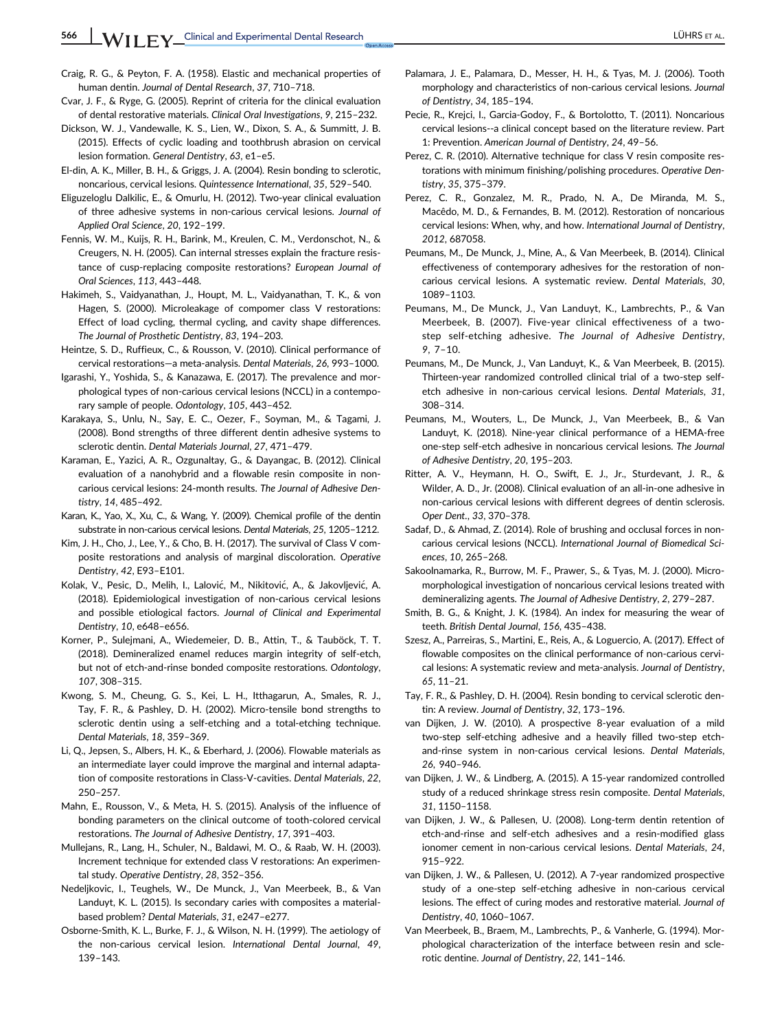Craig, R. G., & Peyton, F. A. (1958). Elastic and mechanical properties of human dentin. *Journal of Dental Research*, *37*, 710–718.

Cvar, J. F., & Ryge, G. (2005). Reprint of criteria for the clinical evaluation of dental restorative materials. *Clinical Oral Investigations*, *9*, 215–232.

Dickson, W. J., Vandewalle, K. S., Lien, W., Dixon, S. A., & Summitt, J. B. (2015). Effects of cyclic loading and toothbrush abrasion on cervical lesion formation. *General Dentistry*, *63*, e1–e5.

El-din, A. K., Miller, B. H., & Griggs, J. A. (2004). Resin bonding to sclerotic, noncarious, cervical lesions. *Quintessence International*, *35*, 529–540.

Eliguzeloglu Dalkilic, E., & Omurlu, H. (2012). Two-year clinical evaluation of three adhesive systems in non-carious cervical lesions. *Journal of Applied Oral Science*, *20*, 192–199.

Fennis, W. M., Kuijs, R. H., Barink, M., Kreulen, C. M., Verdonschot, N., & Creugers, N. H. (2005). Can internal stresses explain the fracture resistance of cusp-replacing composite restorations? *European Journal of Oral Sciences*, *113*, 443–448.

Hakimeh, S., Vaidyanathan, J., Houpt, M. L., Vaidyanathan, T. K., & von Hagen, S. (2000). Microleakage of compomer class V restorations: Effect of load cycling, thermal cycling, and cavity shape differences. *The Journal of Prosthetic Dentistry*, *83*, 194–203.

Heintze, S. D., Ruffieux, C., & Rousson, V. (2010). Clinical performance of cervical restorations—a meta-analysis. *Dental Materials*, *26*, 993–1000.

Igarashi, Y., Yoshida, S., & Kanazawa, E. (2017). The prevalence and morphological types of non-carious cervical lesions (NCCL) in a contemporary sample of people. *Odontology*, *105*, 443–452.

Karakaya, S., Unlu, N., Say, E. C., Oezer, F., Soyman, M., & Tagami, J. (2008). Bond strengths of three different dentin adhesive systems to sclerotic dentin. *Dental Materials Journal*, *27*, 471–479.

Karaman, E., Yazici, A. R., Ozgunaltay, G., & Dayangac, B. (2012). Clinical evaluation of a nanohybrid and a flowable resin composite in non-carious cervical lesions: 24-month results. *The Journal of Adhesive Dentistry*, *14*, 485–492.

Karan, K., Yao, X., Xu, C., & Wang, Y. (2009). Chemical profile of the dentin substrate in non-carious cervical lesions. *Dental Materials*, *25*, 1205–1212.

Kim, J. H., Cho, J., Lee, Y., & Cho, B. H. (2017). The survival of Class V composite restorations and analysis of marginal discoloration. *Operative Dentistry*, *42*, E93–E101.

Kolak, V., Pesic, D., Melih, I., Lalović, M., Nikitović, A., & Jakovljević, A. (2018). Epidemiological investigation of non-carious cervical lesions and possible etiological factors. *Journal of Clinical and Experimental Dentistry*, *10*, e648–e656.

Korner, P., Sulejmani, A., Wiedemeier, D. B., Attin, T., & Tauböck, T. T. (2018). Demineralized enamel reduces margin integrity of self-etch, but not of etch-and-rinse bonded composite restorations. *Odontology*, *107*, 308–315.

Kwong, S. M., Cheung, G. S., Kei, L. H., Itthagarun, A., Smales, R. J., Tay, F. R., & Pashley, D. H. (2002). Micro-tensile bond strengths to sclerotic dentin using a self-etching and a total-etching technique. *Dental Materials*, *18*, 359–369.

Li, Q., Jepsen, S., Albers, H. K., & Eberhard, J. (2006). Flowable materials as an intermediate layer could improve the marginal and internal adaptation of composite restorations in Class-V-cavities. *Dental Materials*, *22*, 250–257.

Mahn, E., Rousson, V., & Meta, H. S. (2015). Analysis of the influence of bonding parameters on the clinical outcome of tooth-colored cervical restorations. *The Journal of Adhesive Dentistry*, *17*, 391–403.

Mullejans, R., Lang, H., Schuler, N., Baldawi, M. O., & Raab, W. H. (2003). Increment technique for extended class V restorations: An experimental study. *Operative Dentistry*, *28*, 352–356.

Nedeljkovic, I., Teughels, W., De Munck, J., Van Meerbeek, B., & Van Landuyt, K. L. (2015). Is secondary caries with composites a material-based problem? *Dental Materials*, *31*, e247–e277.

Osborne-Smith, K. L., Burke, F. J., & Wilson, N. H. (1999). The aetiology of the non-carious cervical lesion. *International Dental Journal*, *49*, 139–143.

Palamara, J. E., Palamara, D., Messer, H. H., & Tyas, M. J. (2006). Tooth morphology and characteristics of non-carious cervical lesions. *Journal of Dentistry*, *34*, 185–194.

Pecie, R., Krejci, I., Garcia-Godoy, F., & Bortolotto, T. (2011). Noncarious cervical lesions--a clinical concept based on the literature review. Part 1: Prevention. *American Journal of Dentistry*, *24*, 49–56.

Perez, C. R. (2010). Alternative technique for class V resin composite restorations with minimum finishing/polishing procedures. *Operative Dentistry*, *35*, 375–379.

Perez, C. R., Gonzalez, M. R., Prado, N. A., De Miranda, M. S., Macêdo, M. D., & Fernandes, B. M. (2012). Restoration of noncarious cervical lesions: When, why, and how. *International Journal of Dentistry*, *2012*, 687058.

Peumans, M., De Munck, J., Mine, A., & Van Meerbeek, B. (2014). Clinical effectiveness of contemporary adhesives for the restoration of non-carious cervical lesions. A systematic review. *Dental Materials*, *30*, 1089–1103.

Peumans, M., De Munck, J., Van Landuyt, K., Lambrechts, P., & Van Meerbeek, B. (2007). Five-year clinical effectiveness of a two-step self-etching adhesive. *The Journal of Adhesive Dentistry*, *9*, 7–10.

Peumans, M., De Munck, J., Van Landuyt, K., & Van Meerbeek, B. (2015). Thirteen-year randomized controlled clinical trial of a two-step self-etch adhesive in non-carious cervical lesions. *Dental Materials*, *31*, 308–314.

Peumans, M., Wouters, L., De Munck, J., Van Meerbeek, B., & Van Landuyt, K. (2018). Nine-year clinical performance of a HEMA-free one-step self-etch adhesive in noncarious cervical lesions. *The Journal of Adhesive Dentistry*, *20*, 195–203.

Ritter, A. V., Heymann, H. O., Swift, E. J., Jr., Sturdevant, J. R., & Wilder, A. D., Jr. (2008). Clinical evaluation of an all-in-one adhesive in non-carious cervical lesions with different degrees of dentin sclerosis. *Oper Dent.*, *33*, 370–378.

Sadaf, D., & Ahmad, Z. (2014). Role of brushing and occlusal forces in non-carious cervical lesions (NCCL). *International Journal of Biomedical Sciences*, *10*, 265–268.

Sakoolnamarka, R., Burrow, M. F., Prawer, S., & Tyas, M. J. (2000). Micromorphological investigation of noncarious cervical lesions treated with demineralizing agents. *The Journal of Adhesive Dentistry*, *2*, 279–287.

Smith, B. G., & Knight, J. K. (1984). An index for measuring the wear of teeth. *British Dental Journal*, *156*, 435–438.

Szesz, A., Parreiras, S., Martini, E., Reis, A., & Loguercio, A. (2017). Effect of flowable composites on the clinical performance of non-carious cervical lesions: A systematic review and meta-analysis. *Journal of Dentistry*, *65*, 11–21.

Tay, F. R., & Pashley, D. H. (2004). Resin bonding to cervical sclerotic dentin: A review. *Journal of Dentistry*, *32*, 173–196.

van Dijken, J. W. (2010). A prospective 8-year evaluation of a mild two-step self-etching adhesive and a heavily filled two-step etch-and-rinse system in non-carious cervical lesions. *Dental Materials*, *26*, 940–946.

van Dijken, J. W., & Lindberg, A. (2015). A 15-year randomized controlled study of a reduced shrinkage stress resin composite. *Dental Materials*, *31*, 1150–1158.

van Dijken, J. W., & Pallesen, U. (2008). Long-term dentin retention of etch-and-rinse and self-etch adhesives and a resin-modified glass ionomer cement in non-carious cervical lesions. *Dental Materials*, *24*, 915–922.

van Dijken, J. W., & Pallesen, U. (2012). A 7-year randomized prospective study of a one-step self-etching adhesive in non-carious cervical lesions. The effect of curing modes and restorative material. *Journal of Dentistry*, *40*, 1060–1067.

Van Meerbeek, B., Braem, M., Lambrechts, P., & Vanherle, G. (1994). Morphological characterization of the interface between resin and sclerotic dentine. *Journal of Dentistry*, *22*, 141–146.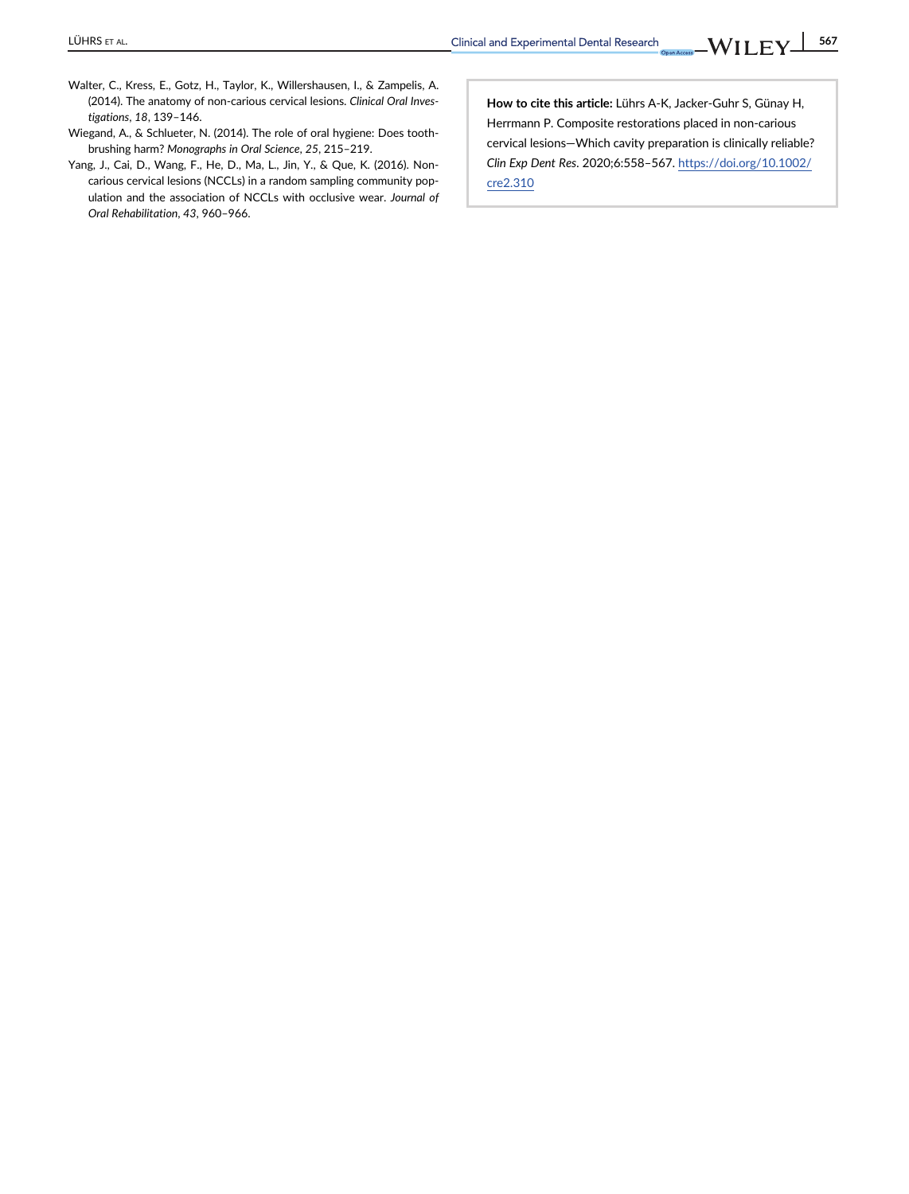Walter, C., Kress, E., Gotz, H., Taylor, K., Willershausen, I., & Zampelis, A. (2014). The anatomy of non-carious cervical lesions. *Clinical Oral Investigations*, *18*, 139–146.

Wiegand, A., & Schlueter, N. (2014). The role of oral hygiene: Does toothbrushing harm? *Monographs in Oral Science*, *25*, 215–219.

Yang, J., Cai, D., Wang, F., He, D., Ma, L., Jin, Y., & Que, K. (2016). Non-carious cervical lesions (NCCLs) in a random sampling community population and the association of NCCLs with occlusive wear. *Journal of Oral Rehabilitation*, *43*, 960–966.

**How to cite this article:** Lührs A-K, Jacker-Guhr S, Günay H, Herrmann P. Composite restorations placed in non-carious cervical lesions—Which cavity preparation is clinically reliable? *Clin Exp Dent Res*. 2020;6:558–567. https://doi.org/10.1002/cre2.310